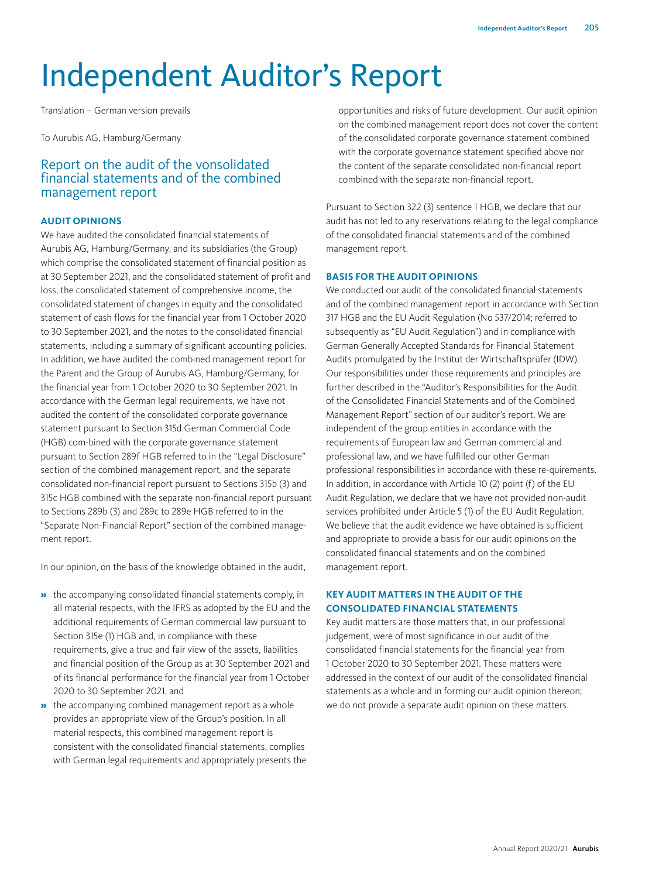# Independent Auditor's Report

Translation – German version prevails

To Aurubis AG, Hamburg/Germany

## Report on the audit of the vonsolidated financial statements and of the combined management report

### AUDIT OPINIONS

We have audited the consolidated financial statements of Aurubis AG, Hamburg/Germany, and its subsidiaries (the Group) which comprise the consolidated statement of financial position as at 30 September 2021, and the consolidated statement of profit and loss, the consolidated statement of comprehensive income, the consolidated statement of changes in equity and the consolidated statement of cash flows for the financial year from 1 October 2020 to 30 September 2021, and the notes to the consolidated financial statements, including a summary of significant accounting policies. In addition, we have audited the combined management report for the Parent and the Group of Aurubis AG, Hamburg/Germany, for the financial year from 1 October 2020 to 30 September 2021. In accordance with the German legal requirements, we have not audited the content of the consolidated corporate governance statement pursuant to Section 315d German Commercial Code (HGB) com-bined with the corporate governance statement pursuant to Section 289f HGB referred to in the "Legal Disclosure" section of the combined management report, and the separate consolidated non-financial report pursuant to Sections 315b (3) and 315c HGB combined with the separate non-financial report pursuant to Sections 289b (3) and 289c to 289e HGB referred to in the "Separate Non-Financial Report" section of the combined management report.

In our opinion, on the basis of the knowledge obtained in the audit,

- the accompanying consolidated financial statements comply, in all material respects, with the IFRS as adopted by the EU and the additional requirements of German commercial law pursuant to Section 315e (1) HGB and, in compliance with these requirements, give a true and fair view of the assets, liabilities and financial position of the Group as at 30 September 2021 and of its financial performance for the financial year from 1 October 2020 to 30 September 2021, and
- the accompanying combined management report as a whole provides an appropriate view of the Group's position. In all material respects, this combined management report is consistent with the consolidated financial statements, complies with German legal requirements and appropriately presents the opportunities and risks of future development. Our audit opinion on the combined management report does not cover the content of the consolidated corporate governance statement combined with the corporate governance statement specified above nor the content of the separate consolidated non-financial report combined with the separate non-financial report.

Pursuant to Section 322 (3) sentence 1 HGB, we declare that our audit has not led to any reservations relating to the legal compliance of the consolidated financial statements and of the combined management report.

### BASIS FOR THE AUDIT OPINIONS

We conducted our audit of the consolidated financial statements and of the combined management report in accordance with Section 317 HGB and the EU Audit Regulation (No 537/2014; referred to subsequently as "EU Audit Regulation") and in compliance with German Generally Accepted Standards for Financial Statement Audits promulgated by the Institut der Wirtschaftsprüfer (IDW). Our responsibilities under those requirements and principles are further described in the "Auditor's Responsibilities for the Audit of the Consolidated Financial Statements and of the Combined Management Report" section of our auditor's report. We are independent of the group entities in accordance with the requirements of European law and German commercial and professional law, and we have fulfilled our other German professional responsibilities in accordance with these re-quirements. In addition, in accordance with Article 10 (2) point (f) of the EU Audit Regulation, we declare that we have not provided non-audit services prohibited under Article 5 (1) of the EU Audit Regulation. We believe that the audit evidence we have obtained is sufficient and appropriate to provide a basis for our audit opinions on the consolidated financial statements and on the combined management report.

### KEY AUDIT MATTERS IN THE AUDIT OF THE CONSOLIDATED FINANCIAL STATEMENTS

Key audit matters are those matters that, in our professional judgement, were of most significance in our audit of the consolidated financial statements for the financial year from 1 October 2020 to 30 September 2021. These matters were addressed in the context of our audit of the consolidated financial statements as a whole and in forming our audit opinion thereon; we do not provide a separate audit opinion on these matters.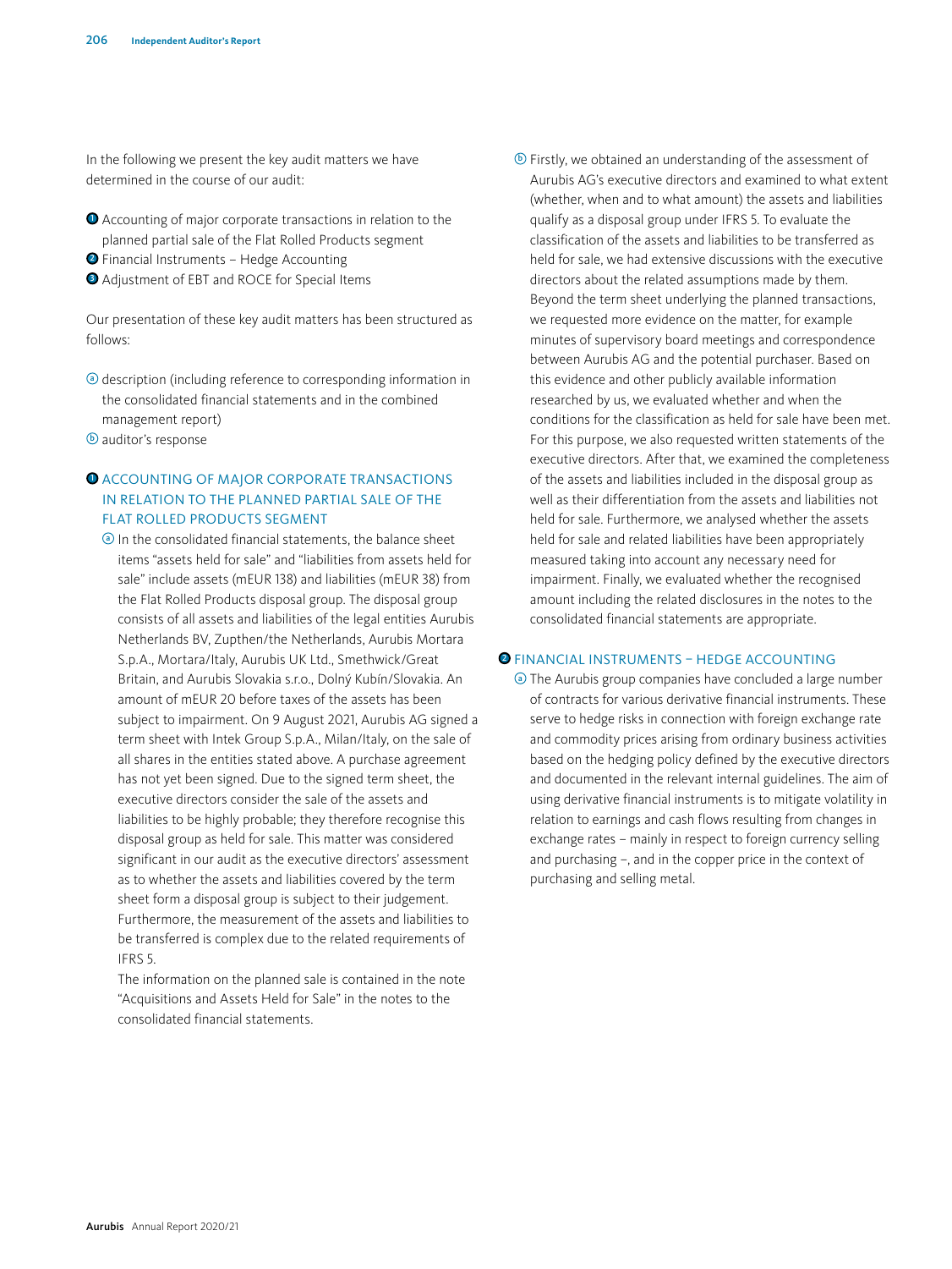In the following we present the key audit matters we have determined in the course of our audit:

1. Accounting of major corporate transactions in relation to the planned partial sale of the Flat Rolled Products segment
2. Financial Instruments – Hedge Accounting
3. Adjustment of EBT and ROCE for Special Items

Our presentation of these key audit matters has been structured as follows:

ⓐ description (including reference to corresponding information in the consolidated financial statements and in the combined management report)
ⓑ auditor's response

## 1 ACCOUNTING OF MAJOR CORPORATE TRANSACTIONS IN RELATION TO THE PLANNED PARTIAL SALE OF THE FLAT ROLLED PRODUCTS SEGMENT

ⓐ In the consolidated financial statements, the balance sheet items "assets held for sale" and "liabilities from assets held for sale" include assets (mEUR 138) and liabilities (mEUR 38) from the Flat Rolled Products disposal group. The disposal group consists of all assets and liabilities of the legal entities Aurubis Netherlands BV, Zupthen/the Netherlands, Aurubis Mortara S.p.A., Mortara/Italy, Aurubis UK Ltd., Smethwick/Great Britain, and Aurubis Slovakia s.r.o., Dolný Kubín/Slovakia. An amount of mEUR 20 before taxes of the assets has been subject to impairment. On 9 August 2021, Aurubis AG signed a term sheet with Intek Group S.p.A., Milan/Italy, on the sale of all shares in the entities stated above. A purchase agreement has not yet been signed. Due to the signed term sheet, the executive directors consider the sale of the assets and liabilities to be highly probable; they therefore recognise this disposal group as held for sale. This matter was considered significant in our audit as the executive directors' assessment as to whether the assets and liabilities covered by the term sheet form a disposal group is subject to their judgement. Furthermore, the measurement of the assets and liabilities to be transferred is complex due to the related requirements of IFRS 5.

The information on the planned sale is contained in the note "Acquisitions and Assets Held for Sale" in the notes to the consolidated financial statements.

ⓑ Firstly, we obtained an understanding of the assessment of Aurubis AG's executive directors and examined to what extent (whether, when and to what amount) the assets and liabilities qualify as a disposal group under IFRS 5. To evaluate the classification of the assets and liabilities to be transferred as held for sale, we had extensive discussions with the executive directors about the related assumptions made by them. Beyond the term sheet underlying the planned transactions, we requested more evidence on the matter, for example minutes of supervisory board meetings and correspondence between Aurubis AG and the potential purchaser. Based on this evidence and other publicly available information researched by us, we evaluated whether and when the conditions for the classification as held for sale have been met. For this purpose, we also requested written statements of the executive directors. After that, we examined the completeness of the assets and liabilities included in the disposal group as well as their differentiation from the assets and liabilities not held for sale. Furthermore, we analysed whether the assets held for sale and related liabilities have been appropriately measured taking into account any necessary need for impairment. Finally, we evaluated whether the recognised amount including the related disclosures in the notes to the consolidated financial statements are appropriate.

## 2 FINANCIAL INSTRUMENTS – HEDGE ACCOUNTING

ⓐ The Aurubis group companies have concluded a large number of contracts for various derivative financial instruments. These serve to hedge risks in connection with foreign exchange rate and commodity prices arising from ordinary business activities based on the hedging policy defined by the executive directors and documented in the relevant internal guidelines. The aim of using derivative financial instruments is to mitigate volatility in relation to earnings and cash flows resulting from changes in exchange rates – mainly in respect to foreign currency selling and purchasing –, and in the copper price in the context of purchasing and selling metal.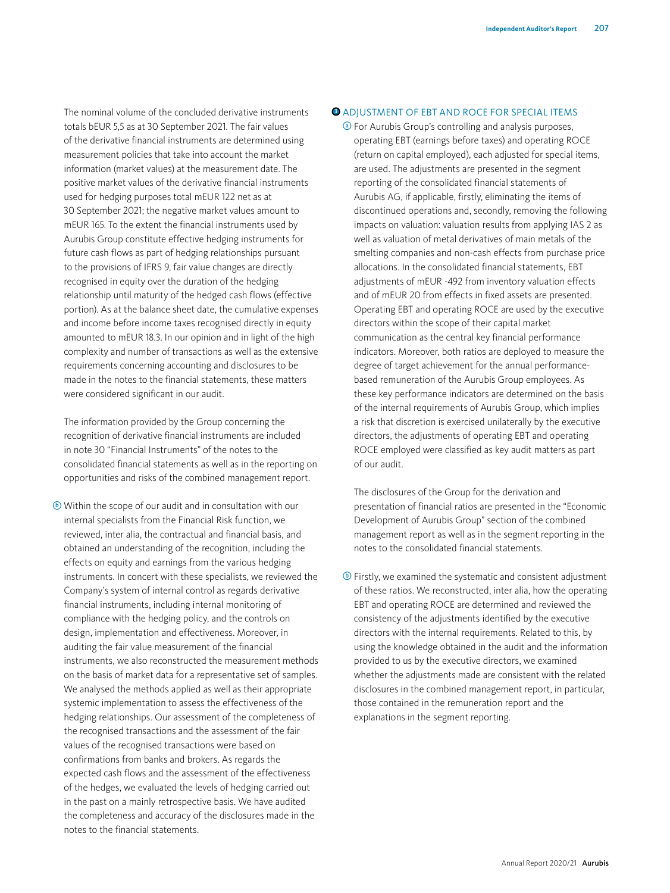The nominal volume of the concluded derivative instruments totals bEUR 5,5 as at 30 September 2021. The fair values of the derivative financial instruments are determined using measurement policies that take into account the market information (market values) at the measurement date. The positive market values of the derivative financial instruments used for hedging purposes total mEUR 122 net as at 30 September 2021; the negative market values amount to mEUR 165. To the extent the financial instruments used by Aurubis Group constitute effective hedging instruments for future cash flows as part of hedging relationships pursuant to the provisions of IFRS 9, fair value changes are directly recognised in equity over the duration of the hedging relationship until maturity of the hedged cash flows (effective portion). As at the balance sheet date, the cumulative expenses and income before income taxes recognised directly in equity amounted to mEUR 18.3. In our opinion and in light of the high complexity and number of transactions as well as the extensive requirements concerning accounting and disclosures to be made in the notes to the financial statements, these matters were considered significant in our audit.

The information provided by the Group concerning the recognition of derivative financial instruments are included in note 30 "Financial Instruments" of the notes to the consolidated financial statements as well as in the reporting on opportunities and risks of the combined management report.

ⓑ Within the scope of our audit and in consultation with our internal specialists from the Financial Risk function, we reviewed, inter alia, the contractual and financial basis, and obtained an understanding of the recognition, including the effects on equity and earnings from the various hedging instruments. In concert with these specialists, we reviewed the Company's system of internal control as regards derivative financial instruments, including internal monitoring of compliance with the hedging policy, and the controls on design, implementation and effectiveness. Moreover, in auditing the fair value measurement of the financial instruments, we also reconstructed the measurement methods on the basis of market data for a representative set of samples. We analysed the methods applied as well as their appropriate systemic implementation to assess the effectiveness of the hedging relationships. Our assessment of the completeness of the recognised transactions and the assessment of the fair values of the recognised transactions were based on confirmations from banks and brokers. As regards the expected cash flows and the assessment of the effectiveness of the hedges, we evaluated the levels of hedging carried out in the past on a mainly retrospective basis. We have audited the completeness and accuracy of the disclosures made in the notes to the financial statements.

### ❸ ADJUSTMENT OF EBT AND ROCE FOR SPECIAL ITEMS

ⓐ For Aurubis Group's controlling and analysis purposes, operating EBT (earnings before taxes) and operating ROCE (return on capital employed), each adjusted for special items, are used. The adjustments are presented in the segment reporting of the consolidated financial statements of Aurubis AG, if applicable, firstly, eliminating the items of discontinued operations and, secondly, removing the following impacts on valuation: valuation results from applying IAS 2 as well as valuation of metal derivatives of main metals of the smelting companies and non-cash effects from purchase price allocations. In the consolidated financial statements, EBT adjustments of mEUR -492 from inventory valuation effects and of mEUR 20 from effects in fixed assets are presented. Operating EBT and operating ROCE are used by the executive directors within the scope of their capital market communication as the central key financial performance indicators. Moreover, both ratios are deployed to measure the degree of target achievement for the annual performance-based remuneration of the Aurubis Group employees. As these key performance indicators are determined on the basis of the internal requirements of Aurubis Group, which implies a risk that discretion is exercised unilaterally by the executive directors, the adjustments of operating EBT and operating ROCE employed were classified as key audit matters as part of our audit.

The disclosures of the Group for the derivation and presentation of financial ratios are presented in the "Economic Development of Aurubis Group" section of the combined management report as well as in the segment reporting in the notes to the consolidated financial statements.

ⓑ Firstly, we examined the systematic and consistent adjustment of these ratios. We reconstructed, inter alia, how the operating EBT and operating ROCE are determined and reviewed the consistency of the adjustments identified by the executive directors with the internal requirements. Related to this, by using the knowledge obtained in the audit and the information provided to us by the executive directors, we examined whether the adjustments made are consistent with the related disclosures in the combined management report, in particular, those contained in the remuneration report and the explanations in the segment reporting.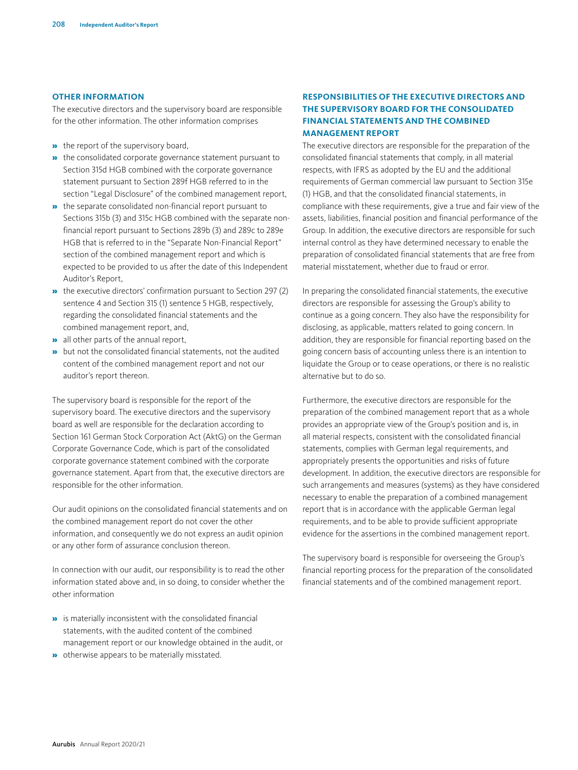## OTHER INFORMATION

The executive directors and the supervisory board are responsible for the other information. The other information comprises

- the report of the supervisory board,
- the consolidated corporate governance statement pursuant to Section 315d HGB combined with the corporate governance statement pursuant to Section 289f HGB referred to in the section "Legal Disclosure" of the combined management report,
- the separate consolidated non-financial report pursuant to Sections 315b (3) and 315c HGB combined with the separate non-financial report pursuant to Sections 289b (3) and 289c to 289e HGB that is referred to in the "Separate Non-Financial Report" section of the combined management report and which is expected to be provided to us after the date of this Independent Auditor's Report,
- the executive directors' confirmation pursuant to Section 297 (2) sentence 4 and Section 315 (1) sentence 5 HGB, respectively, regarding the consolidated financial statements and the combined management report, and,
- all other parts of the annual report,
- but not the consolidated financial statements, not the audited content of the combined management report and not our auditor's report thereon.

The supervisory board is responsible for the report of the supervisory board. The executive directors and the supervisory board as well are responsible for the declaration according to Section 161 German Stock Corporation Act (AktG) on the German Corporate Governance Code, which is part of the consolidated corporate governance statement combined with the corporate governance statement. Apart from that, the executive directors are responsible for the other information.

Our audit opinions on the consolidated financial statements and on the combined management report do not cover the other information, and consequently we do not express an audit opinion or any other form of assurance conclusion thereon.

In connection with our audit, our responsibility is to read the other information stated above and, in so doing, to consider whether the other information

- is materially inconsistent with the consolidated financial statements, with the audited content of the combined management report or our knowledge obtained in the audit, or
- otherwise appears to be materially misstated.

## RESPONSIBILITIES OF THE EXECUTIVE DIRECTORS AND THE SUPERVISORY BOARD FOR THE CONSOLIDATED FINANCIAL STATEMENTS AND THE COMBINED MANAGEMENT REPORT

The executive directors are responsible for the preparation of the consolidated financial statements that comply, in all material respects, with IFRS as adopted by the EU and the additional requirements of German commercial law pursuant to Section 315e (1) HGB, and that the consolidated financial statements, in compliance with these requirements, give a true and fair view of the assets, liabilities, financial position and financial performance of the Group. In addition, the executive directors are responsible for such internal control as they have determined necessary to enable the preparation of consolidated financial statements that are free from material misstatement, whether due to fraud or error.

In preparing the consolidated financial statements, the executive directors are responsible for assessing the Group's ability to continue as a going concern. They also have the responsibility for disclosing, as applicable, matters related to going concern. In addition, they are responsible for financial reporting based on the going concern basis of accounting unless there is an intention to liquidate the Group or to cease operations, or there is no realistic alternative but to do so.

Furthermore, the executive directors are responsible for the preparation of the combined management report that as a whole provides an appropriate view of the Group's position and is, in all material respects, consistent with the consolidated financial statements, complies with German legal requirements, and appropriately presents the opportunities and risks of future development. In addition, the executive directors are responsible for such arrangements and measures (systems) as they have considered necessary to enable the preparation of a combined management report that is in accordance with the applicable German legal requirements, and to be able to provide sufficient appropriate evidence for the assertions in the combined management report.

The supervisory board is responsible for overseeing the Group's financial reporting process for the preparation of the consolidated financial statements and of the combined management report.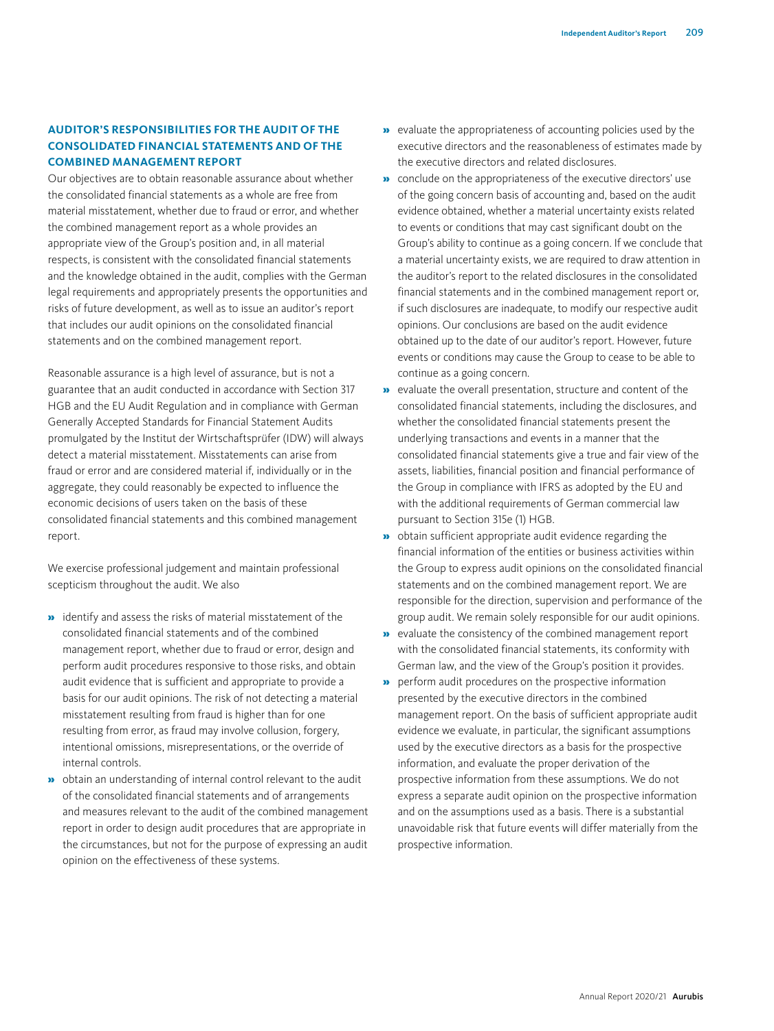## AUDITOR'S RESPONSIBILITIES FOR THE AUDIT OF THE CONSOLIDATED FINANCIAL STATEMENTS AND OF THE COMBINED MANAGEMENT REPORT

Our objectives are to obtain reasonable assurance about whether the consolidated financial statements as a whole are free from material misstatement, whether due to fraud or error, and whether the combined management report as a whole provides an appropriate view of the Group's position and, in all material respects, is consistent with the consolidated financial statements and the knowledge obtained in the audit, complies with the German legal requirements and appropriately presents the opportunities and risks of future development, as well as to issue an auditor's report that includes our audit opinions on the consolidated financial statements and on the combined management report.

Reasonable assurance is a high level of assurance, but is not a guarantee that an audit conducted in accordance with Section 317 HGB and the EU Audit Regulation and in compliance with German Generally Accepted Standards for Financial Statement Audits promulgated by the Institut der Wirtschaftsprüfer (IDW) will always detect a material misstatement. Misstatements can arise from fraud or error and are considered material if, individually or in the aggregate, they could reasonably be expected to influence the economic decisions of users taken on the basis of these consolidated financial statements and this combined management report.

We exercise professional judgement and maintain professional scepticism throughout the audit. We also

- identify and assess the risks of material misstatement of the consolidated financial statements and of the combined management report, whether due to fraud or error, design and perform audit procedures responsive to those risks, and obtain audit evidence that is sufficient and appropriate to provide a basis for our audit opinions. The risk of not detecting a material misstatement resulting from fraud is higher than for one resulting from error, as fraud may involve collusion, forgery, intentional omissions, misrepresentations, or the override of internal controls.
- obtain an understanding of internal control relevant to the audit of the consolidated financial statements and of arrangements and measures relevant to the audit of the combined management report in order to design audit procedures that are appropriate in the circumstances, but not for the purpose of expressing an audit opinion on the effectiveness of these systems.
- evaluate the appropriateness of accounting policies used by the executive directors and the reasonableness of estimates made by the executive directors and related disclosures.
- conclude on the appropriateness of the executive directors' use of the going concern basis of accounting and, based on the audit evidence obtained, whether a material uncertainty exists related to events or conditions that may cast significant doubt on the Group's ability to continue as a going concern. If we conclude that a material uncertainty exists, we are required to draw attention in the auditor's report to the related disclosures in the consolidated financial statements and in the combined management report or, if such disclosures are inadequate, to modify our respective audit opinions. Our conclusions are based on the audit evidence obtained up to the date of our auditor's report. However, future events or conditions may cause the Group to cease to be able to continue as a going concern.
- evaluate the overall presentation, structure and content of the consolidated financial statements, including the disclosures, and whether the consolidated financial statements present the underlying transactions and events in a manner that the consolidated financial statements give a true and fair view of the assets, liabilities, financial position and financial performance of the Group in compliance with IFRS as adopted by the EU and with the additional requirements of German commercial law pursuant to Section 315e (1) HGB.
- obtain sufficient appropriate audit evidence regarding the financial information of the entities or business activities within the Group to express audit opinions on the consolidated financial statements and on the combined management report. We are responsible for the direction, supervision and performance of the group audit. We remain solely responsible for our audit opinions.
- evaluate the consistency of the combined management report with the consolidated financial statements, its conformity with German law, and the view of the Group's position it provides.
- perform audit procedures on the prospective information presented by the executive directors in the combined management report. On the basis of sufficient appropriate audit evidence we evaluate, in particular, the significant assumptions used by the executive directors as a basis for the prospective information, and evaluate the proper derivation of the prospective information from these assumptions. We do not express a separate audit opinion on the prospective information and on the assumptions used as a basis. There is a substantial unavoidable risk that future events will differ materially from the prospective information.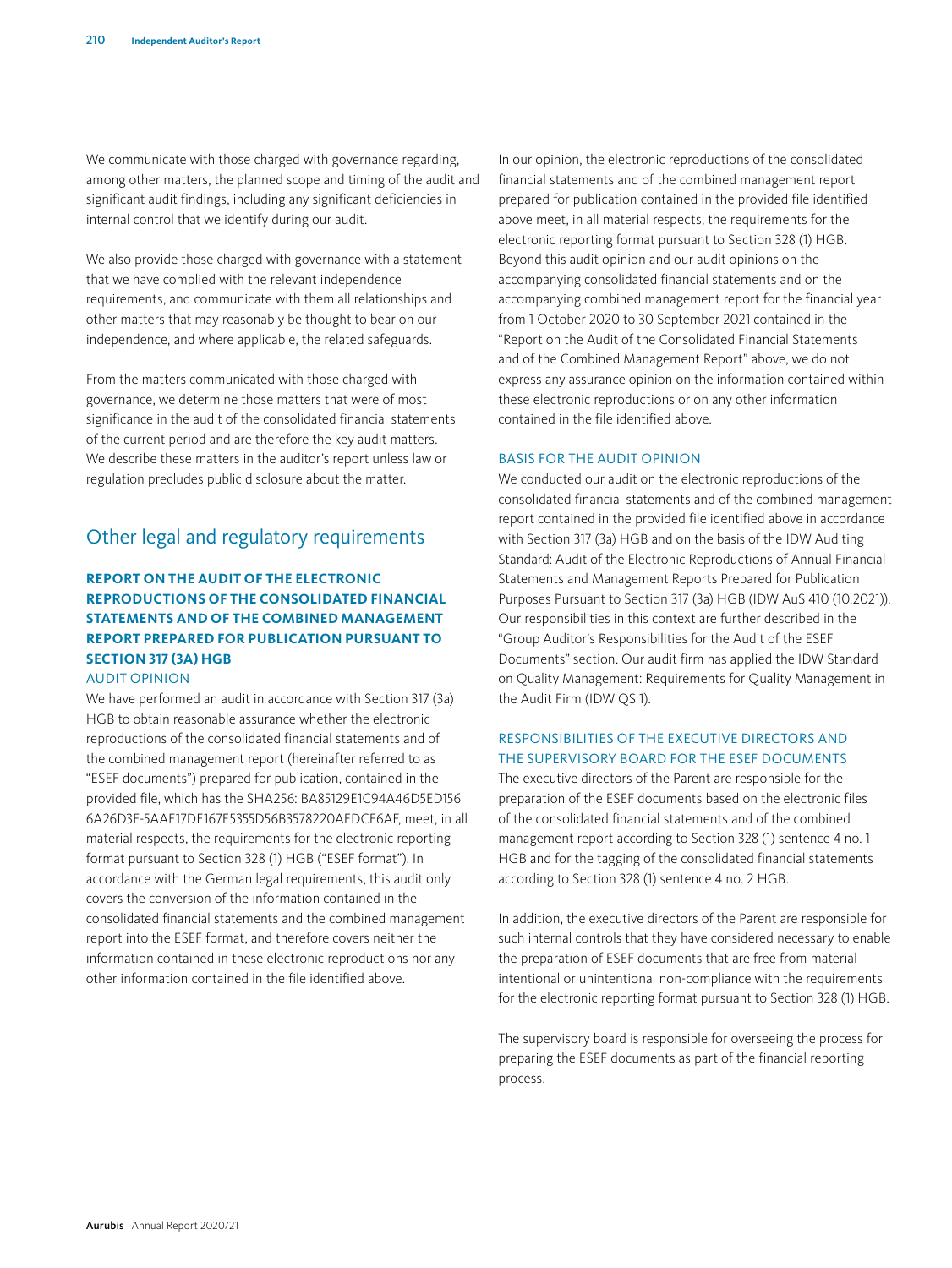We communicate with those charged with governance regarding, among other matters, the planned scope and timing of the audit and significant audit findings, including any significant deficiencies in internal control that we identify during our audit.

We also provide those charged with governance with a statement that we have complied with the relevant independence requirements, and communicate with them all relationships and other matters that may reasonably be thought to bear on our independence, and where applicable, the related safeguards.

From the matters communicated with those charged with governance, we determine those matters that were of most significance in the audit of the consolidated financial statements of the current period and are therefore the key audit matters. We describe these matters in the auditor's report unless law or regulation precludes public disclosure about the matter.

## Other legal and regulatory requirements

### REPORT ON THE AUDIT OF THE ELECTRONIC REPRODUCTIONS OF THE CONSOLIDATED FINANCIAL STATEMENTS AND OF THE COMBINED MANAGEMENT REPORT PREPARED FOR PUBLICATION PURSUANT TO SECTION 317 (3A) HGB

#### AUDIT OPINION

We have performed an audit in accordance with Section 317 (3a) HGB to obtain reasonable assurance whether the electronic reproductions of the consolidated financial statements and of the combined management report (hereinafter referred to as "ESEF documents") prepared for publication, contained in the provided file, which has the SHA256: BA85129E1C94A46D5ED156 6A26D3E-5AAF17DE167E5355D56B3578220AEDCF6AF, meet, in all material respects, the requirements for the electronic reporting format pursuant to Section 328 (1) HGB ("ESEF format"). In accordance with the German legal requirements, this audit only covers the conversion of the information contained in the consolidated financial statements and the combined management report into the ESEF format, and therefore covers neither the information contained in these electronic reproductions nor any other information contained in the file identified above.

In our opinion, the electronic reproductions of the consolidated financial statements and of the combined management report prepared for publication contained in the provided file identified above meet, in all material respects, the requirements for the electronic reporting format pursuant to Section 328 (1) HGB. Beyond this audit opinion and our audit opinions on the accompanying consolidated financial statements and on the accompanying combined management report for the financial year from 1 October 2020 to 30 September 2021 contained in the "Report on the Audit of the Consolidated Financial Statements and of the Combined Management Report" above, we do not express any assurance opinion on the information contained within these electronic reproductions or on any other information contained in the file identified above.

#### BASIS FOR THE AUDIT OPINION

We conducted our audit on the electronic reproductions of the consolidated financial statements and of the combined management report contained in the provided file identified above in accordance with Section 317 (3a) HGB and on the basis of the IDW Auditing Standard: Audit of the Electronic Reproductions of Annual Financial Statements and Management Reports Prepared for Publication Purposes Pursuant to Section 317 (3a) HGB (IDW AuS 410 (10.2021)). Our responsibilities in this context are further described in the "Group Auditor's Responsibilities for the Audit of the ESEF Documents" section. Our audit firm has applied the IDW Standard on Quality Management: Requirements for Quality Management in the Audit Firm (IDW QS 1).

#### RESPONSIBILITIES OF THE EXECUTIVE DIRECTORS AND THE SUPERVISORY BOARD FOR THE ESEF DOCUMENTS

The executive directors of the Parent are responsible for the preparation of the ESEF documents based on the electronic files of the consolidated financial statements and of the combined management report according to Section 328 (1) sentence 4 no. 1 HGB and for the tagging of the consolidated financial statements according to Section 328 (1) sentence 4 no. 2 HGB.

In addition, the executive directors of the Parent are responsible for such internal controls that they have considered necessary to enable the preparation of ESEF documents that are free from material intentional or unintentional non-compliance with the requirements for the electronic reporting format pursuant to Section 328 (1) HGB.

The supervisory board is responsible for overseeing the process for preparing the ESEF documents as part of the financial reporting process.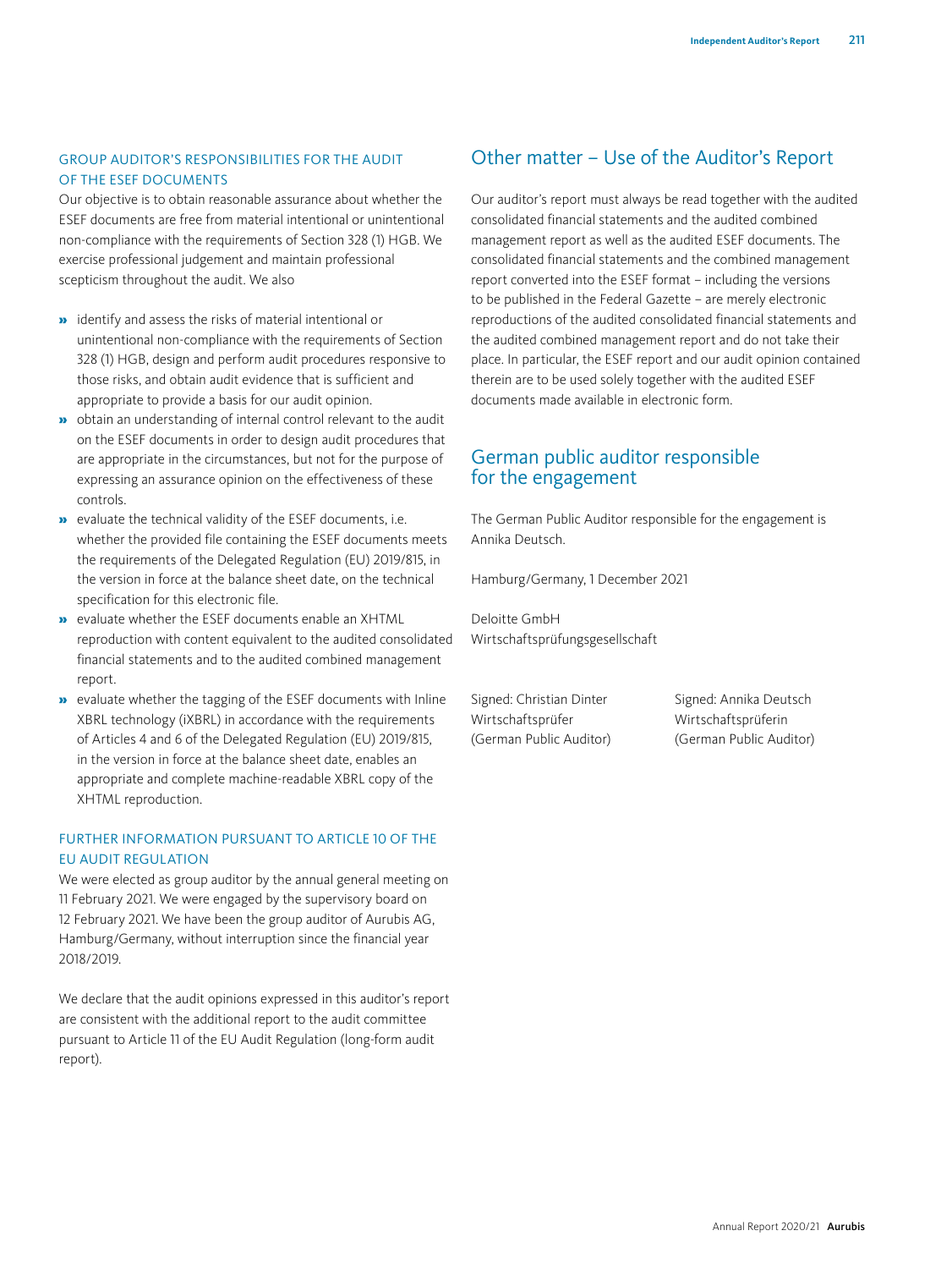### GROUP AUDITOR'S RESPONSIBILITIES FOR THE AUDIT OF THE ESEF DOCUMENTS

Our objective is to obtain reasonable assurance about whether the ESEF documents are free from material intentional or unintentional non-compliance with the requirements of Section 328 (1) HGB. We exercise professional judgement and maintain professional scepticism throughout the audit. We also

- identify and assess the risks of material intentional or unintentional non-compliance with the requirements of Section 328 (1) HGB, design and perform audit procedures responsive to those risks, and obtain audit evidence that is sufficient and appropriate to provide a basis for our audit opinion.
- obtain an understanding of internal control relevant to the audit on the ESEF documents in order to design audit procedures that are appropriate in the circumstances, but not for the purpose of expressing an assurance opinion on the effectiveness of these controls.
- evaluate the technical validity of the ESEF documents, i.e. whether the provided file containing the ESEF documents meets the requirements of the Delegated Regulation (EU) 2019/815, in the version in force at the balance sheet date, on the technical specification for this electronic file.
- evaluate whether the ESEF documents enable an XHTML reproduction with content equivalent to the audited consolidated financial statements and to the audited combined management report.
- evaluate whether the tagging of the ESEF documents with Inline XBRL technology (iXBRL) in accordance with the requirements of Articles 4 and 6 of the Delegated Regulation (EU) 2019/815, in the version in force at the balance sheet date, enables an appropriate and complete machine-readable XBRL copy of the XHTML reproduction.

### FURTHER INFORMATION PURSUANT TO ARTICLE 10 OF THE EU AUDIT REGULATION

We were elected as group auditor by the annual general meeting on 11 February 2021. We were engaged by the supervisory board on 12 February 2021. We have been the group auditor of Aurubis AG, Hamburg/Germany, without interruption since the financial year 2018/2019.

We declare that the audit opinions expressed in this auditor's report are consistent with the additional report to the audit committee pursuant to Article 11 of the EU Audit Regulation (long-form audit report).

## Other matter – Use of the Auditor's Report

Our auditor's report must always be read together with the audited consolidated financial statements and the audited combined management report as well as the audited ESEF documents. The consolidated financial statements and the combined management report converted into the ESEF format – including the versions to be published in the Federal Gazette – are merely electronic reproductions of the audited consolidated financial statements and the audited combined management report and do not take their place. In particular, the ESEF report and our audit opinion contained therein are to be used solely together with the audited ESEF documents made available in electronic form.

## German public auditor responsible for the engagement

The German Public Auditor responsible for the engagement is Annika Deutsch.

Hamburg/Germany, 1 December 2021

Deloitte GmbH
Wirtschaftsprüfungsgesellschaft

Signed: Christian Dinter
Wirtschaftsprüfer
(German Public Auditor)

Signed: Annika Deutsch
Wirtschaftsprüferin
(German Public Auditor)